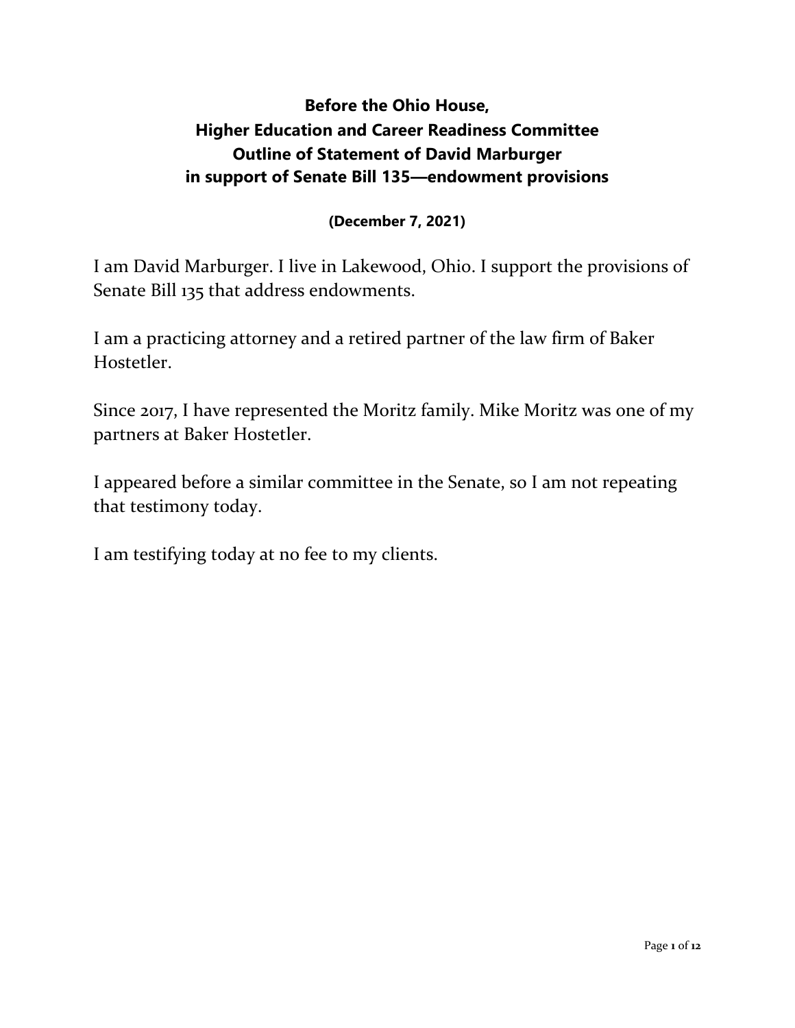# Before the Ohio House, Higher Education and Career Readiness Committee Outline of Statement of David Marburger in support of Senate Bill 135—endowment provisions

**(December 7, 2021)**

I am David Marburger. I live in Lakewood, Ohio. I support the provisions of Senate Bill 135 that address endowments.

I am a practicing attorney and a retired partner of the law firm of Baker Hostetler.

Since 2017, I have represented the Moritz family. Mike Moritz was one of my partners at Baker Hostetler.

I appeared before a similar committee in the Senate, so I am not repeating that testimony today.

I am testifying today at no fee to my clients.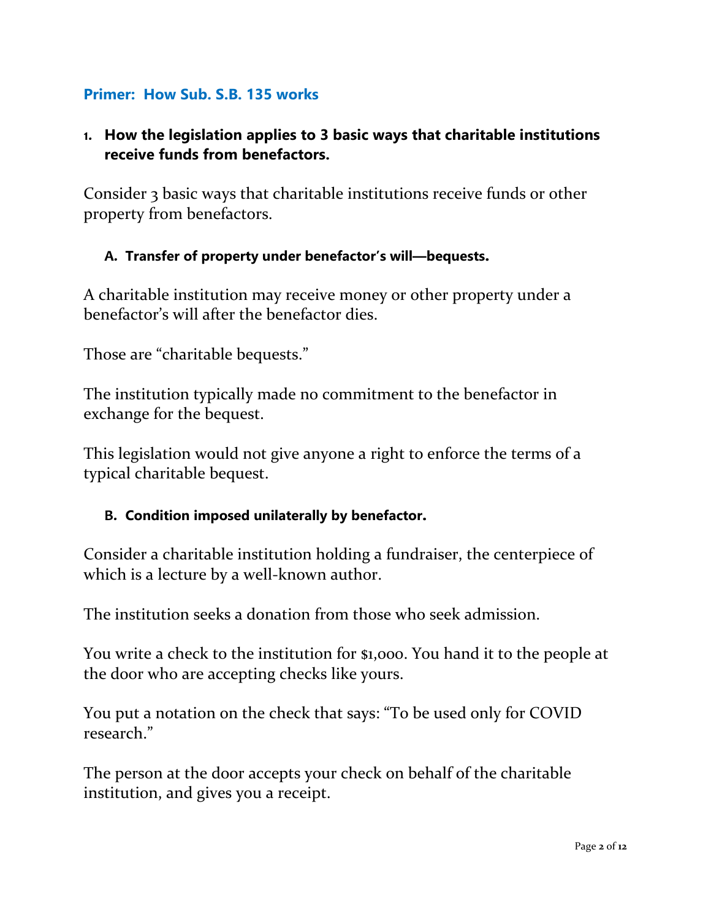## Primer: How Sub. S.B. 135 works

### 1. How the legislation applies to 3 basic ways that charitable institutions receive funds from benefactors.

Consider 3 basic ways that charitable institutions receive funds or other property from benefactors.

#### A. Transfer of property under benefactor's will—bequests.

A charitable institution may receive money or other property under a benefactor's will after the benefactor dies.

Those are "charitable bequests."

The institution typically made no commitment to the benefactor in exchange for the bequest.

This legislation would not give anyone a right to enforce the terms of a typical charitable bequest.

#### B. Condition imposed unilaterally by benefactor.

Consider a charitable institution holding a fundraiser, the centerpiece of which is a lecture by a well-known author.

The institution seeks a donation from those who seek admission.

You write a check to the institution for $1,000. You hand it to the people at the door who are accepting checks like yours.

You put a notation on the check that says: "To be used only for COVID research."

The person at the door accepts your check on behalf of the charitable institution, and gives you a receipt.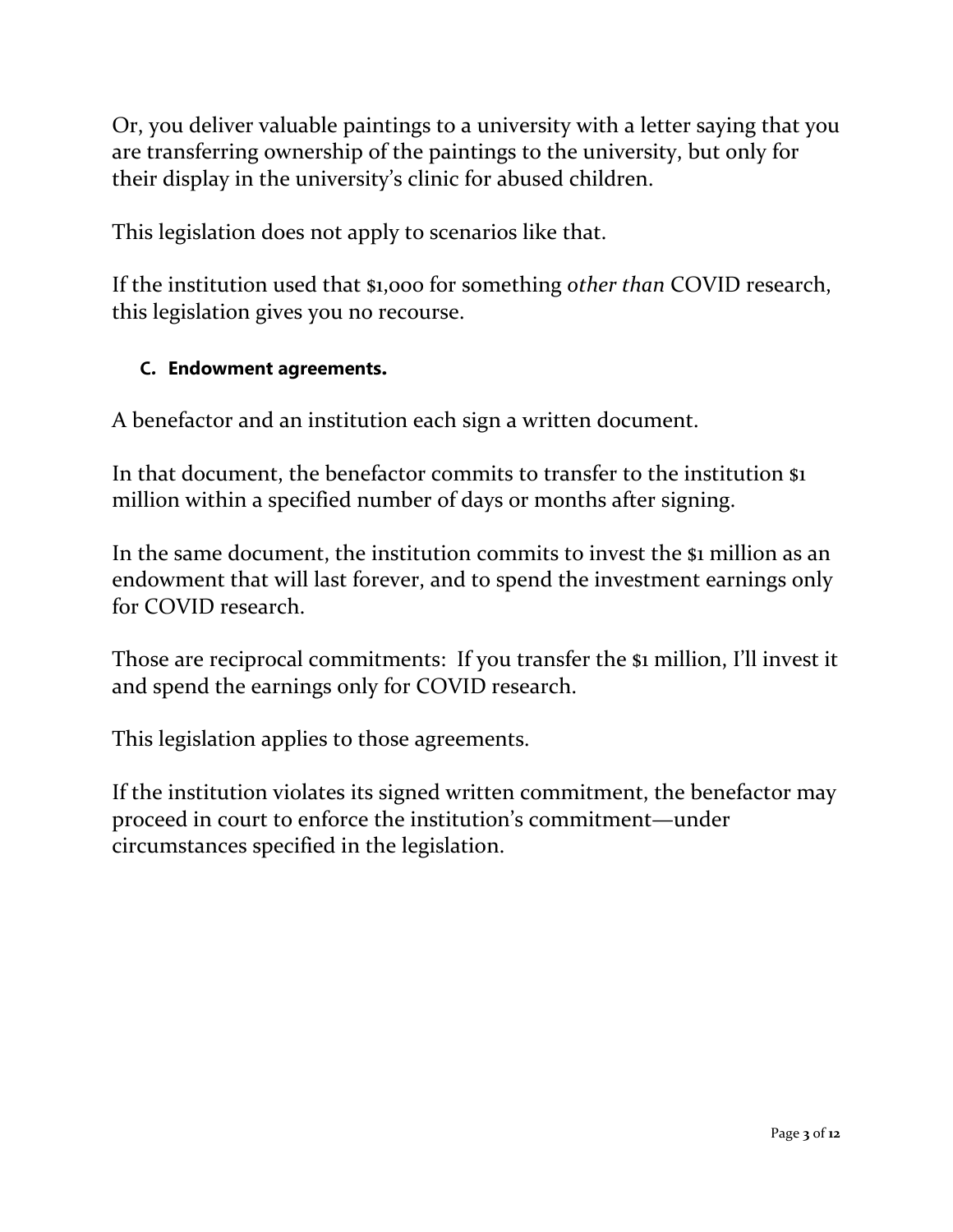Or, you deliver valuable paintings to a university with a letter saying that you are transferring ownership of the paintings to the university, but only for their display in the university's clinic for abused children.

This legislation does not apply to scenarios like that.

If the institution used that $1,000 for something *other than* COVID research, this legislation gives you no recourse.

### C. Endowment agreements.

A benefactor and an institution each sign a written document.

In that document, the benefactor commits to transfer to the institution $1 million within a specified number of days or months after signing.

In the same document, the institution commits to invest the $1 million as an endowment that will last forever, and to spend the investment earnings only for COVID research.

Those are reciprocal commitments: If you transfer the $1 million, I'll invest it and spend the earnings only for COVID research.

This legislation applies to those agreements.

If the institution violates its signed written commitment, the benefactor may proceed in court to enforce the institution's commitment—under circumstances specified in the legislation.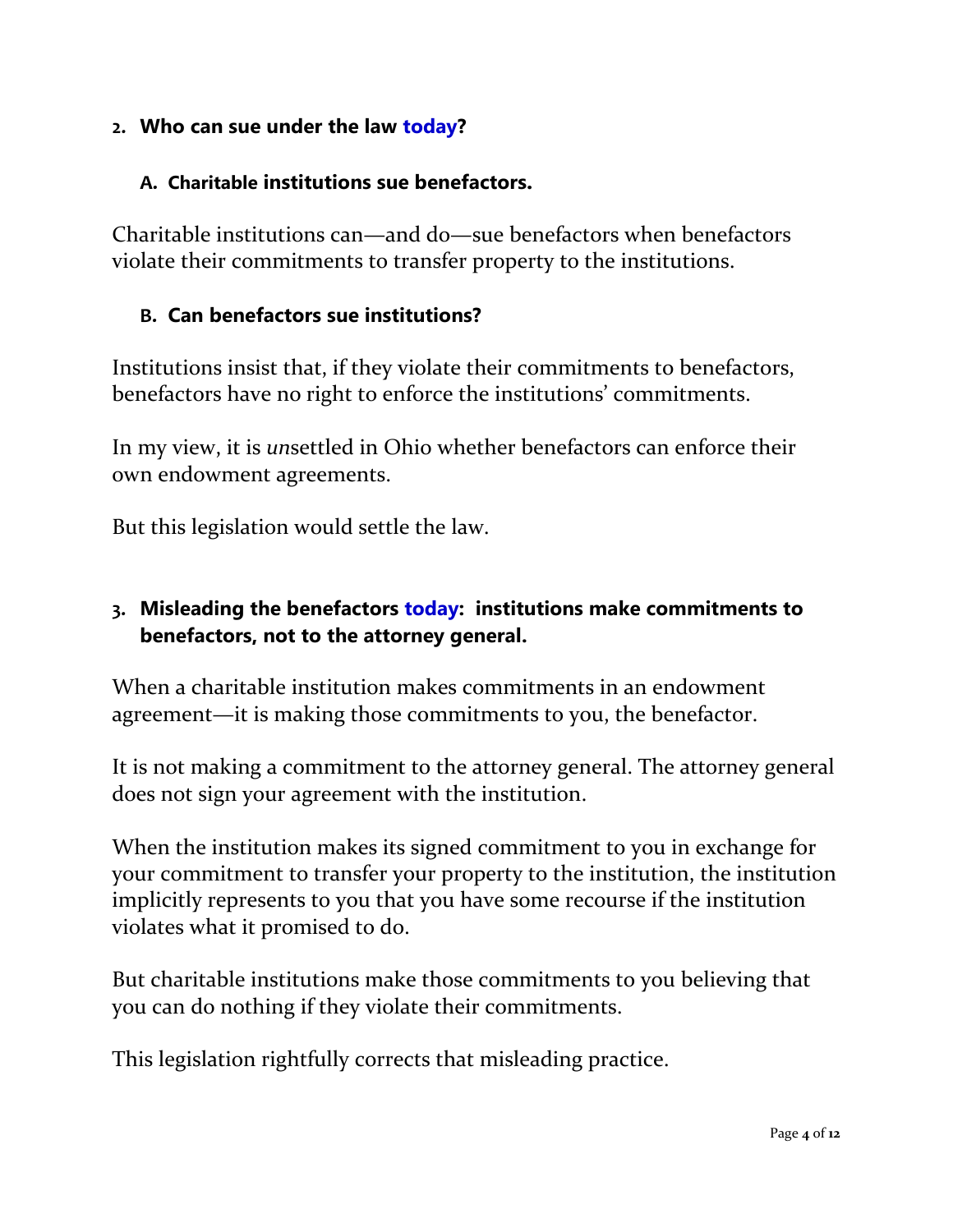## 2. Who can sue under the law today?

### A. Charitable institutions sue benefactors.

Charitable institutions can—and do—sue benefactors when benefactors violate their commitments to transfer property to the institutions.

### B. Can benefactors sue institutions?

Institutions insist that, if they violate their commitments to benefactors, benefactors have no right to enforce the institutions' commitments.

In my view, it is *un*settled in Ohio whether benefactors can enforce their own endowment agreements.

But this legislation would settle the law.

## 3. Misleading the benefactors today: institutions make commitments to benefactors, not to the attorney general.

When a charitable institution makes commitments in an endowment agreement—it is making those commitments to you, the benefactor.

It is not making a commitment to the attorney general. The attorney general does not sign your agreement with the institution.

When the institution makes its signed commitment to you in exchange for your commitment to transfer your property to the institution, the institution implicitly represents to you that you have some recourse if the institution violates what it promised to do.

But charitable institutions make those commitments to you believing that you can do nothing if they violate their commitments.

This legislation rightfully corrects that misleading practice.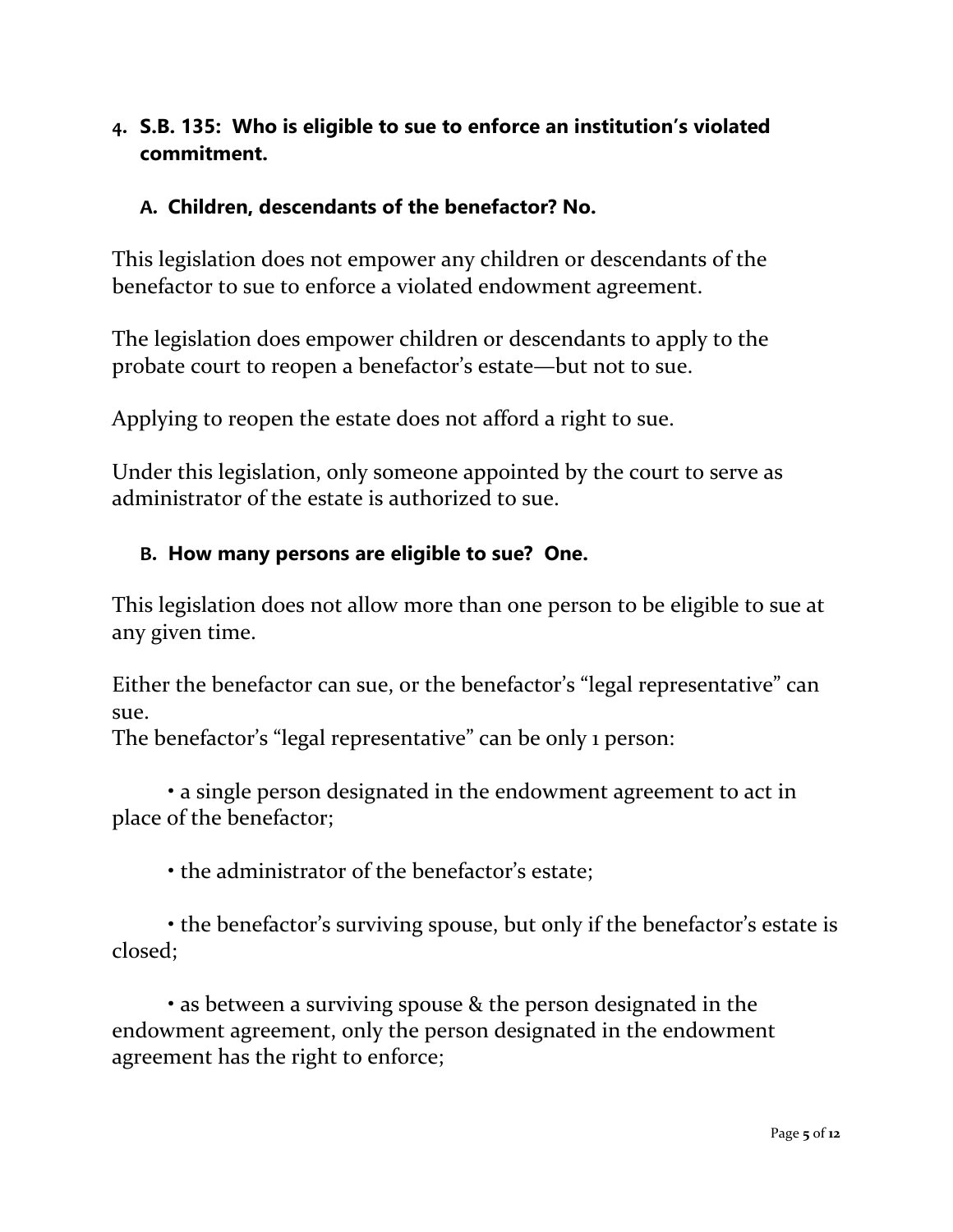## 4. S.B. 135: Who is eligible to sue to enforce an institution's violated commitment.

### A. Children, descendants of the benefactor? No.

This legislation does not empower any children or descendants of the benefactor to sue to enforce a violated endowment agreement.

The legislation does empower children or descendants to apply to the probate court to reopen a benefactor's estate—but not to sue.

Applying to reopen the estate does not afford a right to sue.

Under this legislation, only someone appointed by the court to serve as administrator of the estate is authorized to sue.

### B. How many persons are eligible to sue? One.

This legislation does not allow more than one person to be eligible to sue at any given time.

Either the benefactor can sue, or the benefactor's "legal representative" can sue.
The benefactor's "legal representative" can be only 1 person:

- a single person designated in the endowment agreement to act in place of the benefactor;
- the administrator of the benefactor's estate;
- the benefactor's surviving spouse, but only if the benefactor's estate is closed;
- as between a surviving spouse & the person designated in the endowment agreement, only the person designated in the endowment agreement has the right to enforce;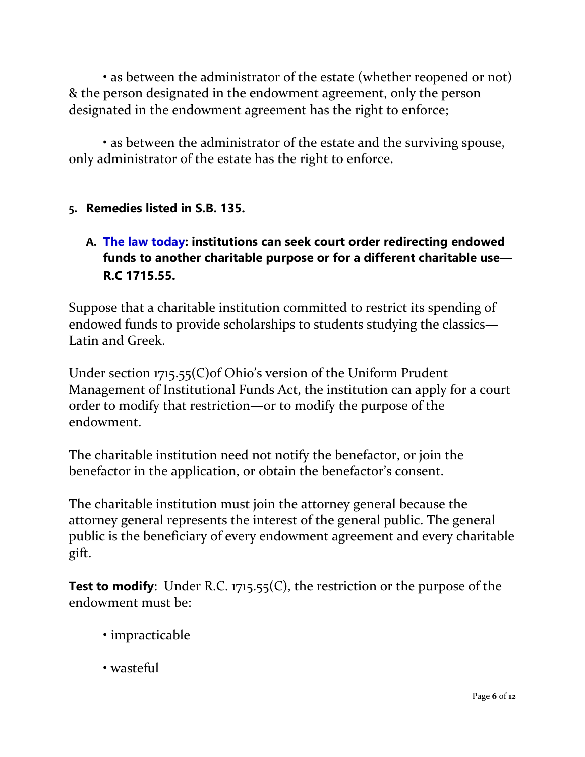• as between the administrator of the estate (whether reopened or not) & the person designated in the endowment agreement, only the person designated in the endowment agreement has the right to enforce;

• as between the administrator of the estate and the surviving spouse, only administrator of the estate has the right to enforce.

## 5. Remedies listed in S.B. 135.

### A. The law today: institutions can seek court order redirecting endowed funds to another charitable purpose or for a different charitable use—R.C 1715.55.

Suppose that a charitable institution committed to restrict its spending of endowed funds to provide scholarships to students studying the classics—Latin and Greek.

Under section 1715.55(C)of Ohio's version of the Uniform Prudent Management of Institutional Funds Act, the institution can apply for a court order to modify that restriction—or to modify the purpose of the endowment.

The charitable institution need not notify the benefactor, or join the benefactor in the application, or obtain the benefactor's consent.

The charitable institution must join the attorney general because the attorney general represents the interest of the general public. The general public is the beneficiary of every endowment agreement and every charitable gift.

**Test to modify**: Under R.C. 1715.55(C), the restriction or the purpose of the endowment must be:

• impracticable

• wasteful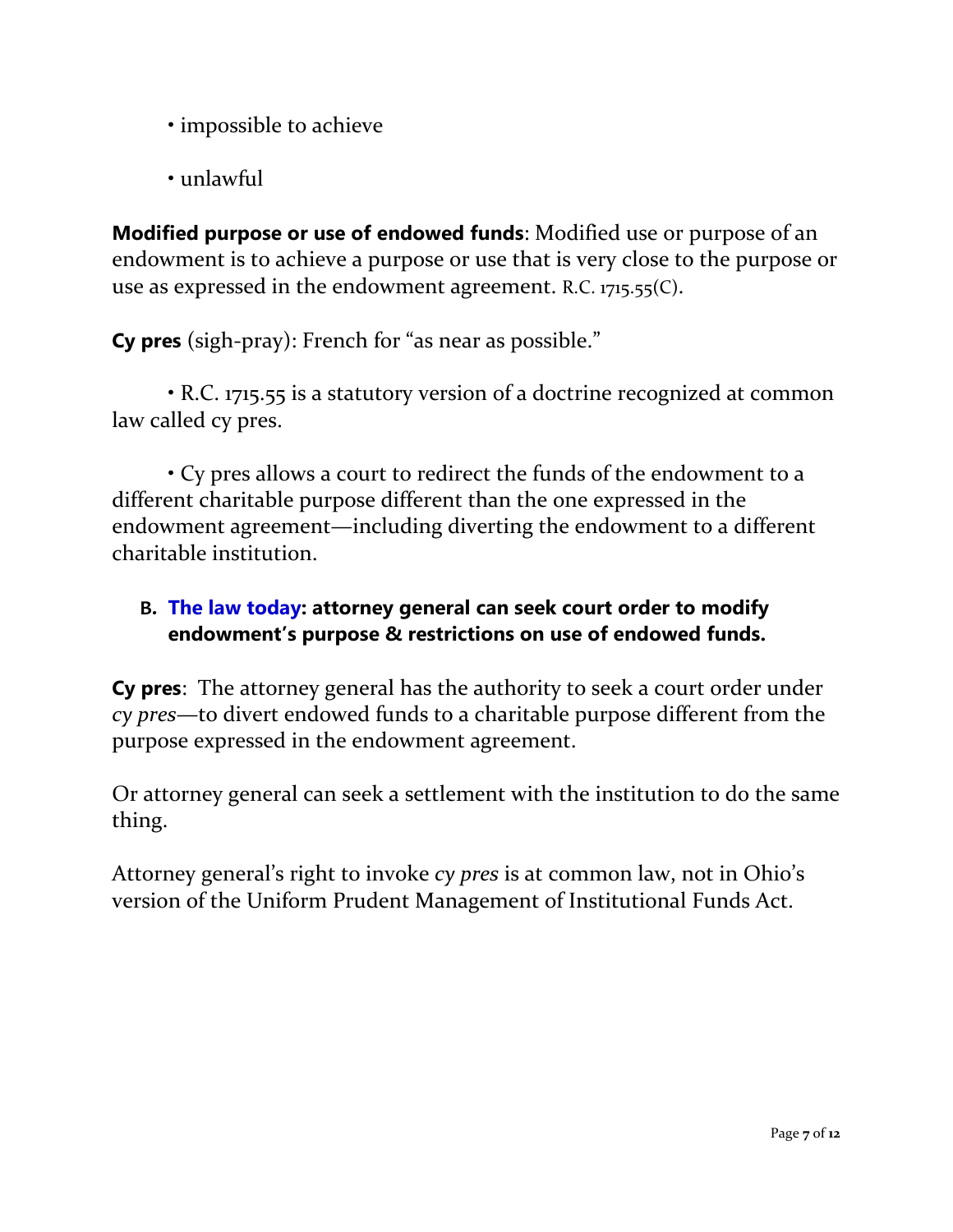• impossible to achieve

• unlawful

**Modified purpose or use of endowed funds**: Modified use or purpose of an endowment is to achieve a purpose or use that is very close to the purpose or use as expressed in the endowment agreement. R.C. 1715.55(C).

**Cy pres** (sigh-pray): French for "as near as possible."

• R.C. 1715.55 is a statutory version of a doctrine recognized at common law called cy pres.

• Cy pres allows a court to redirect the funds of the endowment to a different charitable purpose different than the one expressed in the endowment agreement—including diverting the endowment to a different charitable institution.

### B. The law today: attorney general can seek court order to modify endowment's purpose & restrictions on use of endowed funds.

**Cy pres**: The attorney general has the authority to seek a court order under *cy pres*—to divert endowed funds to a charitable purpose different from the purpose expressed in the endowment agreement.

Or attorney general can seek a settlement with the institution to do the same thing.

Attorney general's right to invoke *cy pres* is at common law, not in Ohio's version of the Uniform Prudent Management of Institutional Funds Act.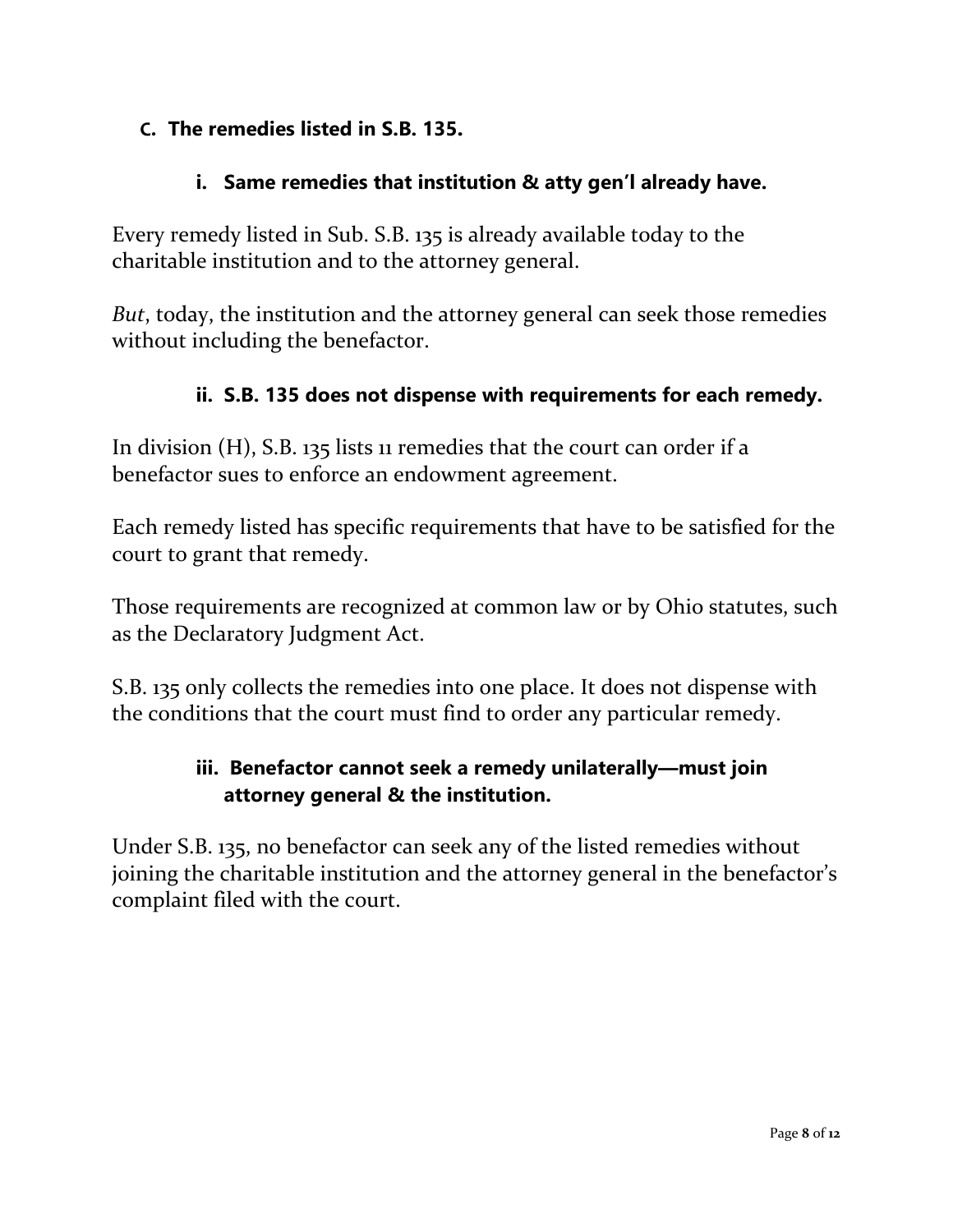## C. The remedies listed in S.B. 135.

### i. Same remedies that institution & atty gen'l already have.

Every remedy listed in Sub. S.B. 135 is already available today to the charitable institution and to the attorney general.

*But*, today, the institution and the attorney general can seek those remedies without including the benefactor.

### ii. S.B. 135 does not dispense with requirements for each remedy.

In division (H), S.B. 135 lists 11 remedies that the court can order if a benefactor sues to enforce an endowment agreement.

Each remedy listed has specific requirements that have to be satisfied for the court to grant that remedy.

Those requirements are recognized at common law or by Ohio statutes, such as the Declaratory Judgment Act.

S.B. 135 only collects the remedies into one place. It does not dispense with the conditions that the court must find to order any particular remedy.

### iii. Benefactor cannot seek a remedy unilaterally—must join attorney general & the institution.

Under S.B. 135, no benefactor can seek any of the listed remedies without joining the charitable institution and the attorney general in the benefactor's complaint filed with the court.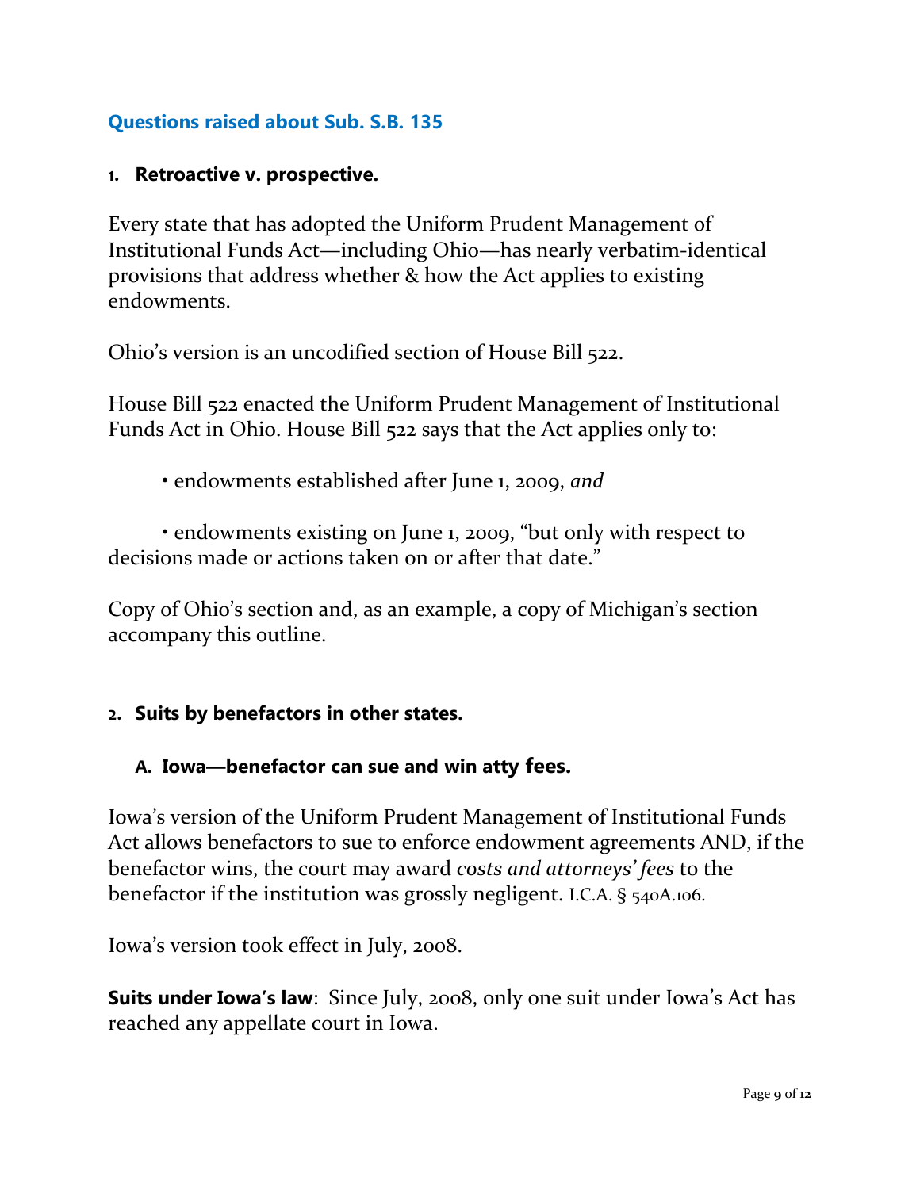## Questions raised about Sub. S.B. 135

### 1. Retroactive v. prospective.

Every state that has adopted the Uniform Prudent Management of Institutional Funds Act—including Ohio—has nearly verbatim-identical provisions that address whether & how the Act applies to existing endowments.

Ohio's version is an uncodified section of House Bill 522.

House Bill 522 enacted the Uniform Prudent Management of Institutional Funds Act in Ohio. House Bill 522 says that the Act applies only to:

- endowments established after June 1, 2009, *and*
- endowments existing on June 1, 2009, "but only with respect to decisions made or actions taken on or after that date."

Copy of Ohio's section and, as an example, a copy of Michigan's section accompany this outline.

### 2. Suits by benefactors in other states.

#### A. Iowa—benefactor can sue and win atty fees.

Iowa's version of the Uniform Prudent Management of Institutional Funds Act allows benefactors to sue to enforce endowment agreements AND, if the benefactor wins, the court may award *costs and attorneys' fees* to the benefactor if the institution was grossly negligent. I.C.A. § 540A.106.

Iowa's version took effect in July, 2008.

**Suits under Iowa's law**: Since July, 2008, only one suit under Iowa's Act has reached any appellate court in Iowa.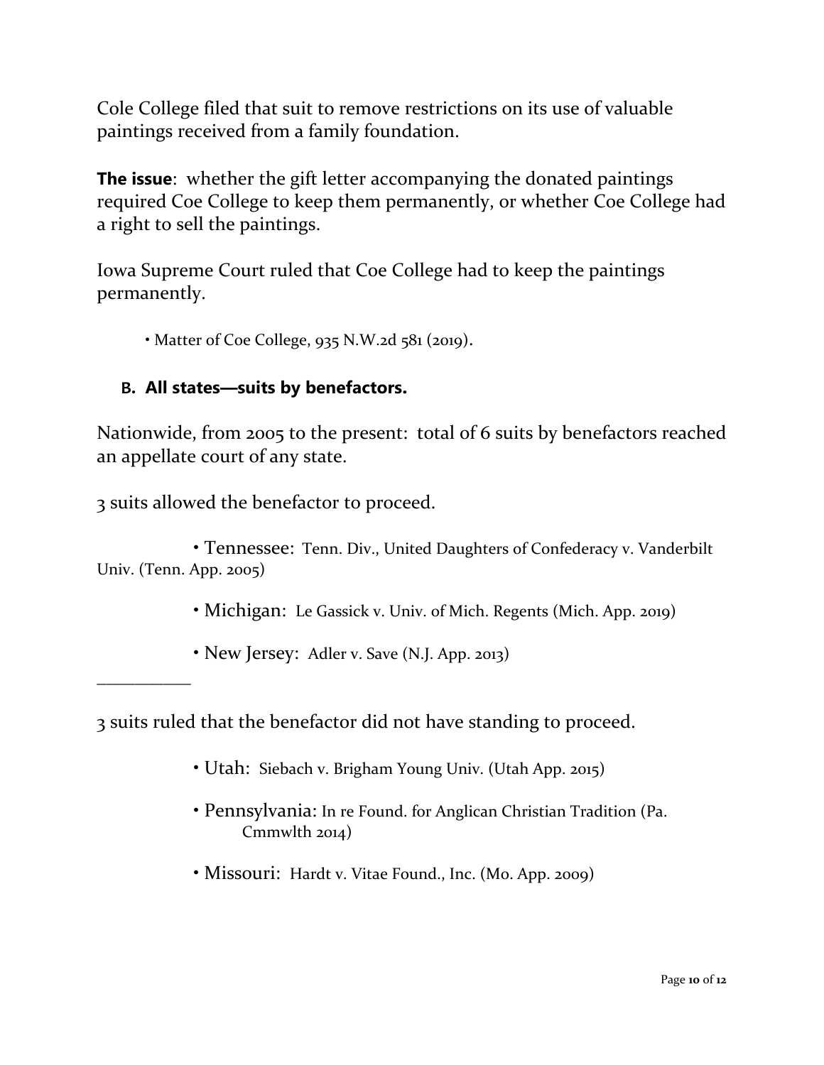Cole College filed that suit to remove restrictions on its use of valuable paintings received from a family foundation.

**The issue**: whether the gift letter accompanying the donated paintings required Coe College to keep them permanently, or whether Coe College had a right to sell the paintings.

Iowa Supreme Court ruled that Coe College had to keep the paintings permanently.

- Matter of Coe College, 935 N.W.2d 581 (2019).

### B. All states—suits by benefactors.

Nationwide, from 2005 to the present: total of 6 suits by benefactors reached an appellate court of any state.

3 suits allowed the benefactor to proceed.

- Tennessee: Tenn. Div., United Daughters of Confederacy v. Vanderbilt Univ. (Tenn. App. 2005)
- Michigan: Le Gassick v. Univ. of Mich. Regents (Mich. App. 2019)
- New Jersey: Adler v. Save (N.J. App. 2013)

___________

3 suits ruled that the benefactor did not have standing to proceed.

- Utah: Siebach v. Brigham Young Univ. (Utah App. 2015)
- Pennsylvania: In re Found. for Anglican Christian Tradition (Pa. Cmmwlth 2014)
- Missouri: Hardt v. Vitae Found., Inc. (Mo. App. 2009)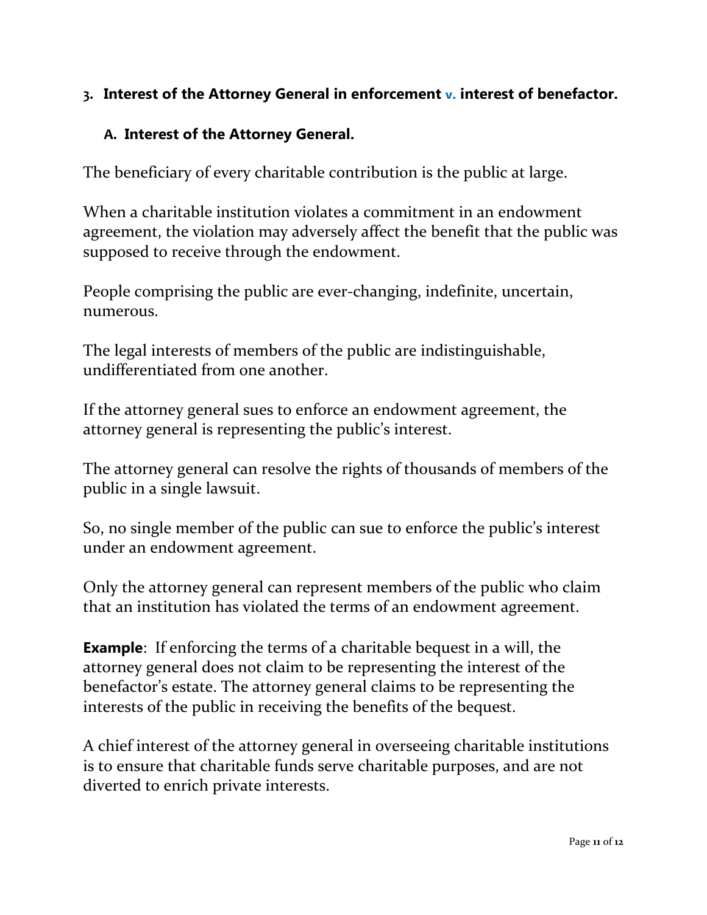## 3. Interest of the Attorney General in enforcement v. interest of benefactor.

### A. Interest of the Attorney General.

The beneficiary of every charitable contribution is the public at large.

When a charitable institution violates a commitment in an endowment agreement, the violation may adversely affect the benefit that the public was supposed to receive through the endowment.

People comprising the public are ever-changing, indefinite, uncertain, numerous.

The legal interests of members of the public are indistinguishable, undifferentiated from one another.

If the attorney general sues to enforce an endowment agreement, the attorney general is representing the public's interest.

The attorney general can resolve the rights of thousands of members of the public in a single lawsuit.

So, no single member of the public can sue to enforce the public's interest under an endowment agreement.

Only the attorney general can represent members of the public who claim that an institution has violated the terms of an endowment agreement.

**Example**: If enforcing the terms of a charitable bequest in a will, the attorney general does not claim to be representing the interest of the benefactor's estate. The attorney general claims to be representing the interests of the public in receiving the benefits of the bequest.

A chief interest of the attorney general in overseeing charitable institutions is to ensure that charitable funds serve charitable purposes, and are not diverted to enrich private interests.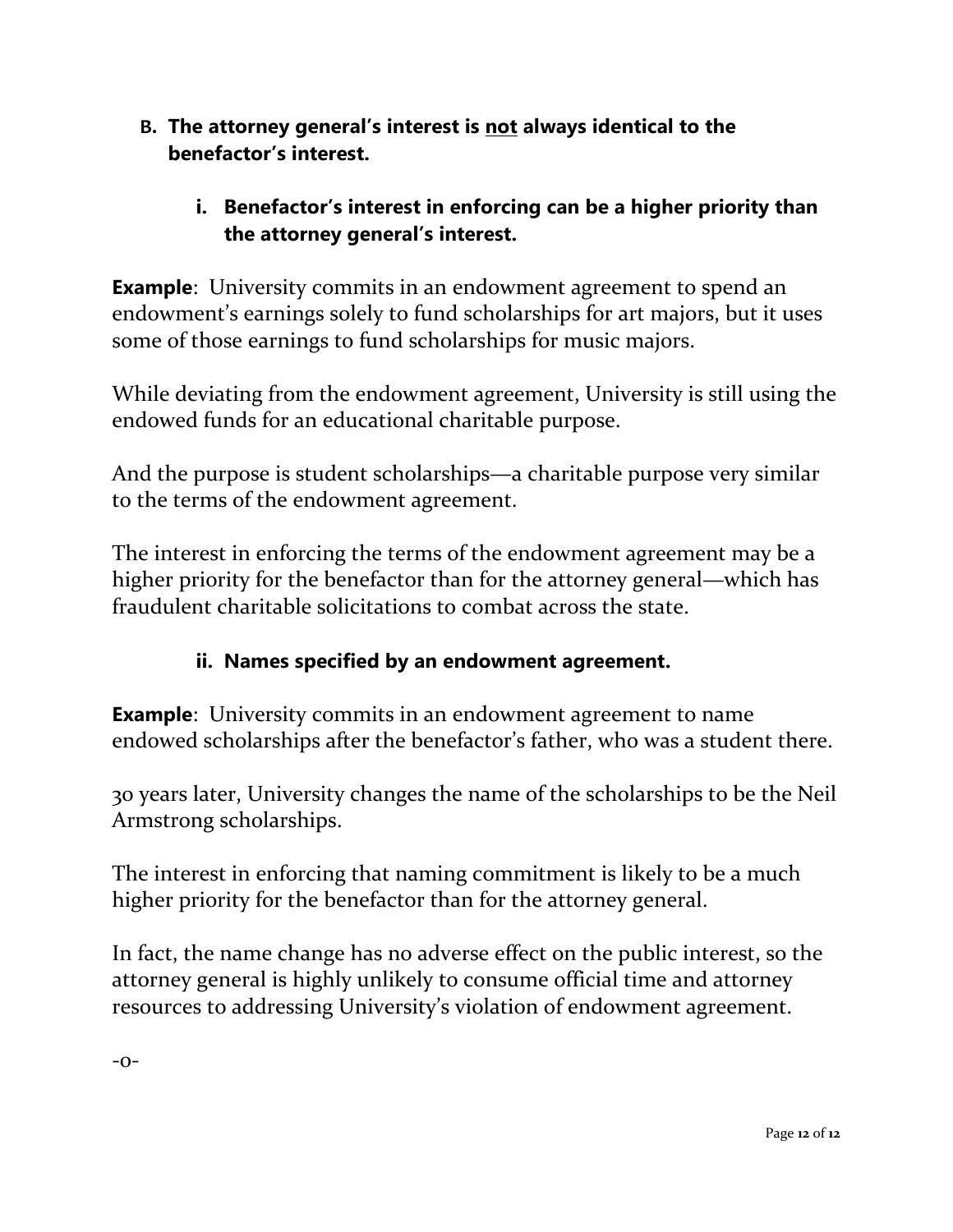### B. The attorney general's interest is <u>not</u> always identical to the benefactor's interest.

#### i. Benefactor's interest in enforcing can be a higher priority than the attorney general's interest.

**Example**: University commits in an endowment agreement to spend an endowment's earnings solely to fund scholarships for art majors, but it uses some of those earnings to fund scholarships for music majors.

While deviating from the endowment agreement, University is still using the endowed funds for an educational charitable purpose.

And the purpose is student scholarships—a charitable purpose very similar to the terms of the endowment agreement.

The interest in enforcing the terms of the endowment agreement may be a higher priority for the benefactor than for the attorney general—which has fraudulent charitable solicitations to combat across the state.

#### ii. Names specified by an endowment agreement.

**Example**: University commits in an endowment agreement to name endowed scholarships after the benefactor's father, who was a student there.

30 years later, University changes the name of the scholarships to be the Neil Armstrong scholarships.

The interest in enforcing that naming commitment is likely to be a much higher priority for the benefactor than for the attorney general.

In fact, the name change has no adverse effect on the public interest, so the attorney general is highly unlikely to consume official time and attorney resources to addressing University's violation of endowment agreement.

-0-